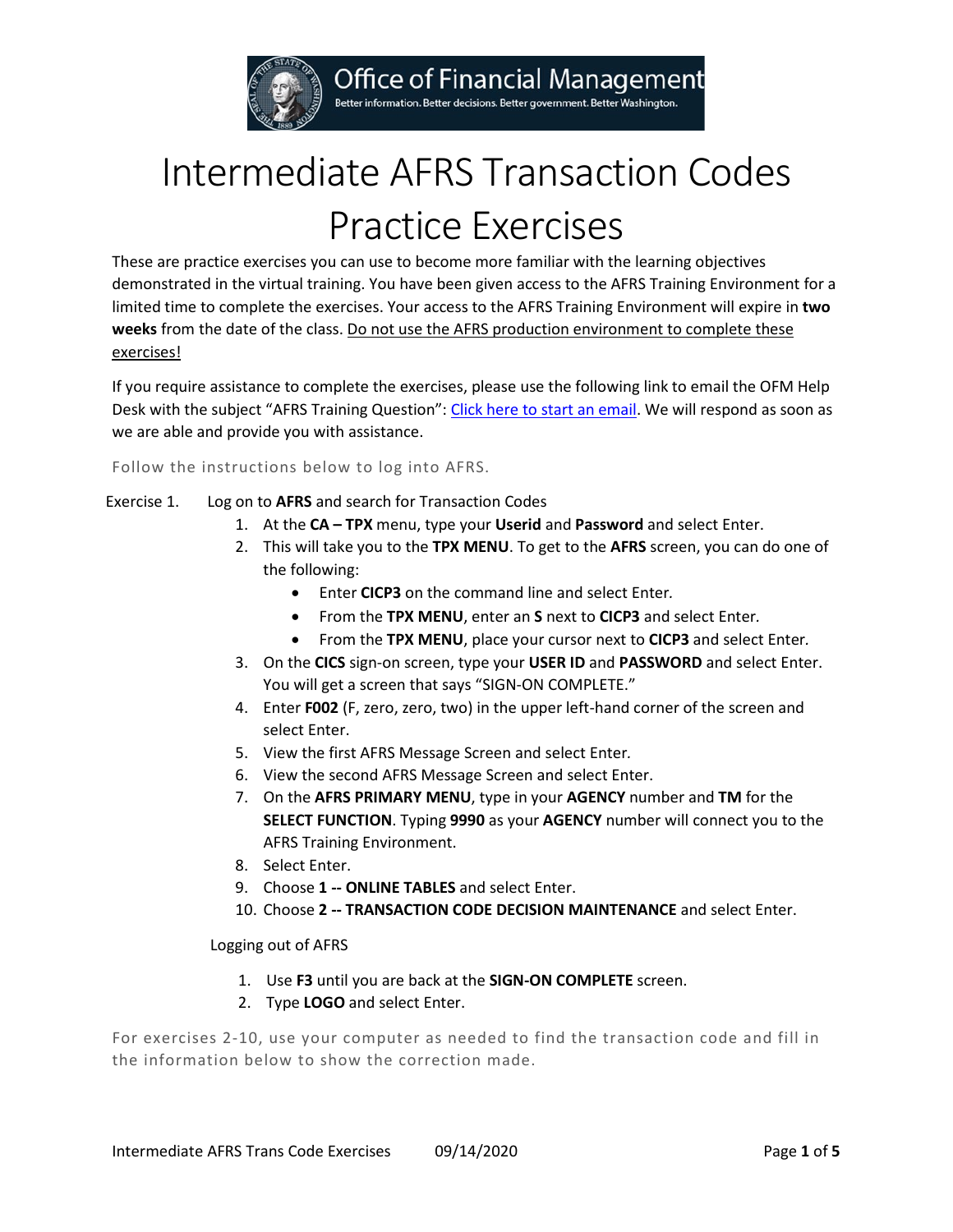# Intermediate AFRS Transaction Codes Practice Exercises

These are practice exercises you can use to become more familiar with the learning objectives demonstrated in the virtual training. You have been given access to the AFRS Training Environment for a limited time to complete the exercises. Your access to the AFRS Training Environment will expire in **two weeks** from the date of the class. Do not use the AFRS production environment to complete these exercises!

If you require assistance to complete the exercises, please use the following link to email the OFM Help Desk with the subject "AFRS Training Question": Click here to start an email. We will respond as soon as we are able and provide you with assistance.

Follow the instructions below to log into AFRS.

Exercise 1. Log on to **AFRS** and search for Transaction Codes

1. At the **CA – TPX** menu, type your **Userid** and **Password** and select Enter.
2. This will take you to the **TPX MENU**. To get to the **AFRS** screen, you can do one of the following:
   - Enter **CICP3** on the command line and select Enter.
   - From the **TPX MENU**, enter an **S** next to **CICP3** and select Enter.
   - From the **TPX MENU**, place your cursor next to **CICP3** and select Enter.
3. On the **CICS** sign-on screen, type your **USER ID** and **PASSWORD** and select Enter. You will get a screen that says "SIGN-ON COMPLETE."
4. Enter **F002** (F, zero, zero, two) in the upper left-hand corner of the screen and select Enter.
5. View the first AFRS Message Screen and select Enter.
6. View the second AFRS Message Screen and select Enter.
7. On the **AFRS PRIMARY MENU**, type in your **AGENCY** number and **TM** for the **SELECT FUNCTION**. Typing **9990** as your **AGENCY** number will connect you to the AFRS Training Environment.
8. Select Enter.
9. Choose **1 -- ONLINE TABLES** and select Enter.
10. Choose **2 -- TRANSACTION CODE DECISION MAINTENANCE** and select Enter.

Logging out of AFRS

1. Use **F3** until you are back at the **SIGN-ON COMPLETE** screen.
2. Type **LOGO** and select Enter.

For exercises 2-10, use your computer as needed to find the transaction code and fill in the information below to show the correction made.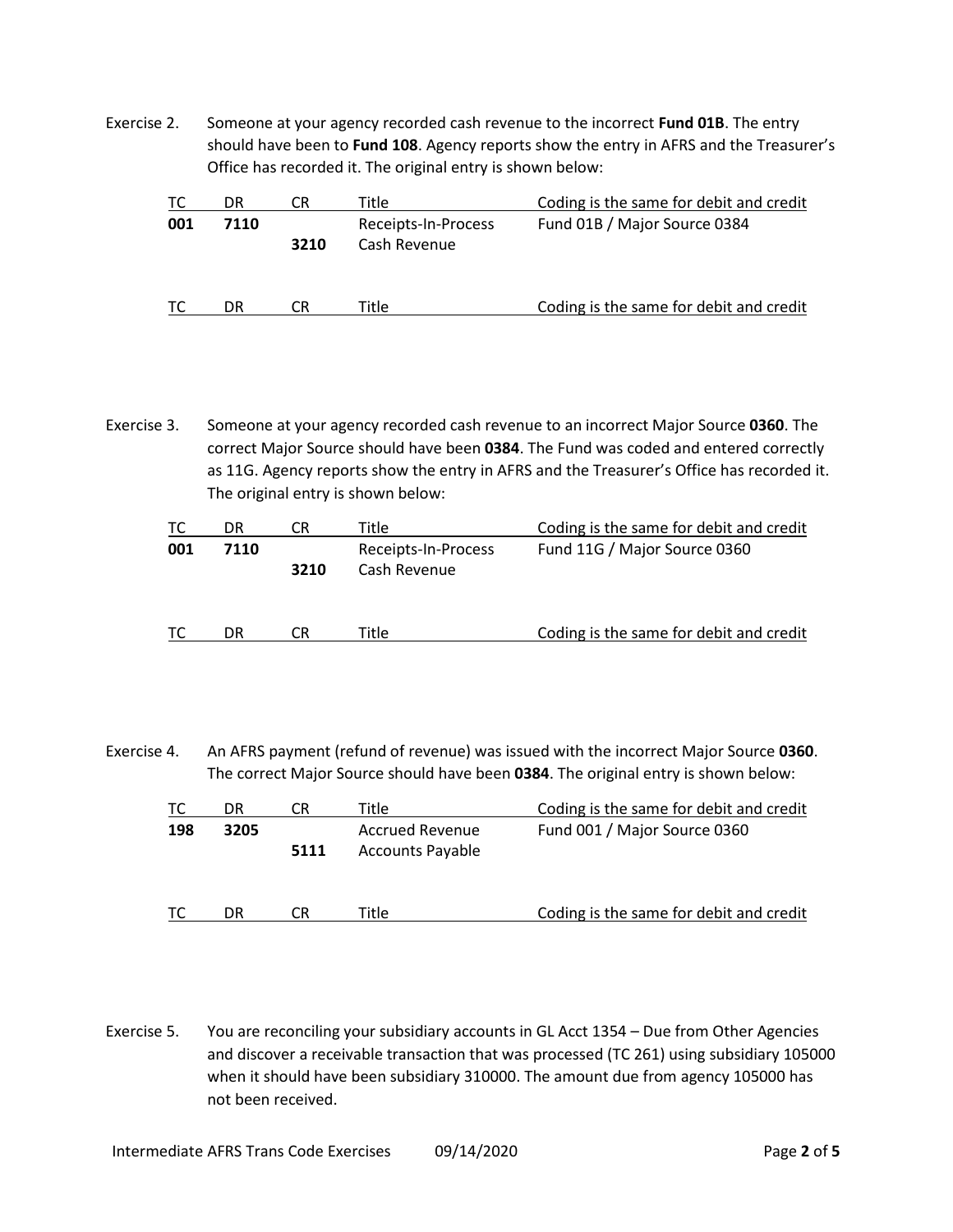Exercise 2. Someone at your agency recorded cash revenue to the incorrect **Fund 01B**. The entry should have been to **Fund 108**. Agency reports show the entry in AFRS and the Treasurer's Office has recorded it. The original entry is shown below:

| TC | DR | CR | Title | Coding is the same for debit and credit |
|---|---|---|---|---|
| **001** | **7110** | | Receipts-In-Process | Fund 01B / Major Source 0384 |
| | | **3210** | Cash Revenue | |

| TC | DR | CR | Title | Coding is the same for debit and credit |
|---|---|---|---|---|

Exercise 3. Someone at your agency recorded cash revenue to an incorrect Major Source **0360**. The correct Major Source should have been **0384**. The Fund was coded and entered correctly as 11G. Agency reports show the entry in AFRS and the Treasurer's Office has recorded it. The original entry is shown below:

| TC | DR | CR | Title | Coding is the same for debit and credit |
|---|---|---|---|---|
| **001** | **7110** | | Receipts-In-Process | Fund 11G / Major Source 0360 |
| | | **3210** | Cash Revenue | |

| TC | DR | CR | Title | Coding is the same for debit and credit |
|---|---|---|---|---|

Exercise 4. An AFRS payment (refund of revenue) was issued with the incorrect Major Source **0360**. The correct Major Source should have been **0384**. The original entry is shown below:

| TC | DR | CR | Title | Coding is the same for debit and credit |
|---|---|---|---|---|
| **198** | **3205** | | Accrued Revenue | Fund 001 / Major Source 0360 |
| | | **5111** | Accounts Payable | |

| TC | DR | CR | Title | Coding is the same for debit and credit |
|---|---|---|---|---|

Exercise 5. You are reconciling your subsidiary accounts in GL Acct 1354 – Due from Other Agencies and discover a receivable transaction that was processed (TC 261) using subsidiary 105000 when it should have been subsidiary 310000. The amount due from agency 105000 has not been received.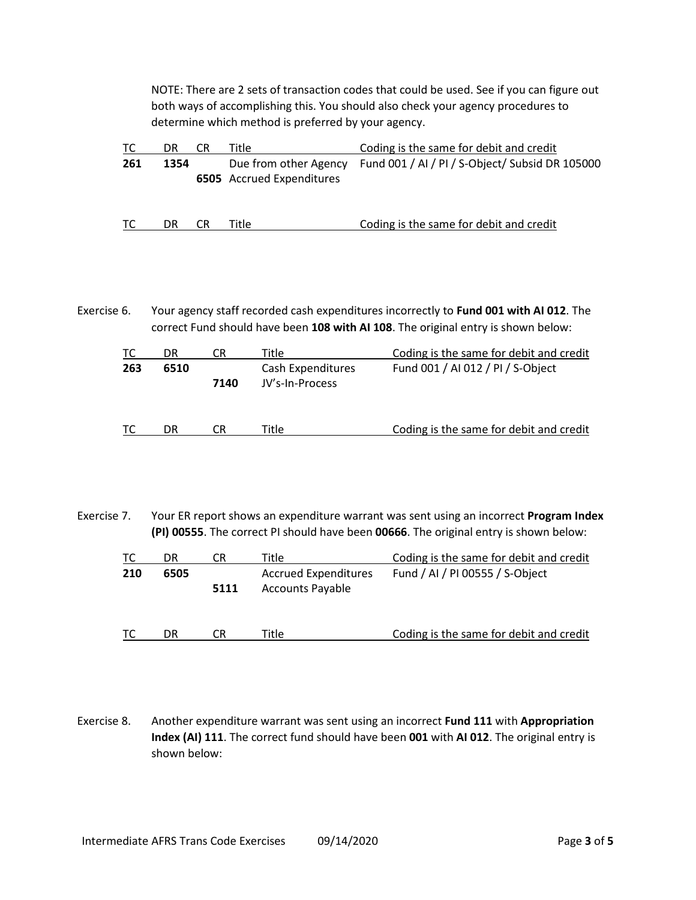NOTE: There are 2 sets of transaction codes that could be used. See if you can figure out both ways of accomplishing this. You should also check your agency procedures to determine which method is preferred by your agency.

| TC | DR | CR | Title | Coding is the same for debit and credit |
|---|---|---|---|---|
| **261** | **1354** | | Due from other Agency | Fund 001 / AI / PI / S-Object/ Subsid DR 105000 |
| | | **6505** | Accrued Expenditures | |

| TC | DR | CR | Title | Coding is the same for debit and credit |
|---|---|---|---|---|
| | | | | |

Exercise 6. Your agency staff recorded cash expenditures incorrectly to **Fund 001 with AI 012**. The correct Fund should have been **108 with AI 108**. The original entry is shown below:

| TC | DR | CR | Title | Coding is the same for debit and credit |
|---|---|---|---|---|
| **263** | **6510** | | Cash Expenditures | Fund 001 / AI 012 / PI / S-Object |
| | | **7140** | JV's-In-Process | |

| TC | DR | CR | Title | Coding is the same for debit and credit |
|---|---|---|---|---|
| | | | | |

Exercise 7. Your ER report shows an expenditure warrant was sent using an incorrect **Program Index (PI) 00555**. The correct PI should have been **00666**. The original entry is shown below:

| TC | DR | CR | Title | Coding is the same for debit and credit |
|---|---|---|---|---|
| **210** | **6505** | | Accrued Expenditures | Fund / AI / PI 00555 / S-Object |
| | | **5111** | Accounts Payable | |

| TC | DR | CR | Title | Coding is the same for debit and credit |
|---|---|---|---|---|
| | | | | |

Exercise 8. Another expenditure warrant was sent using an incorrect **Fund 111** with **Appropriation Index (AI) 111**. The correct fund should have been **001** with **AI 012**. The original entry is shown below: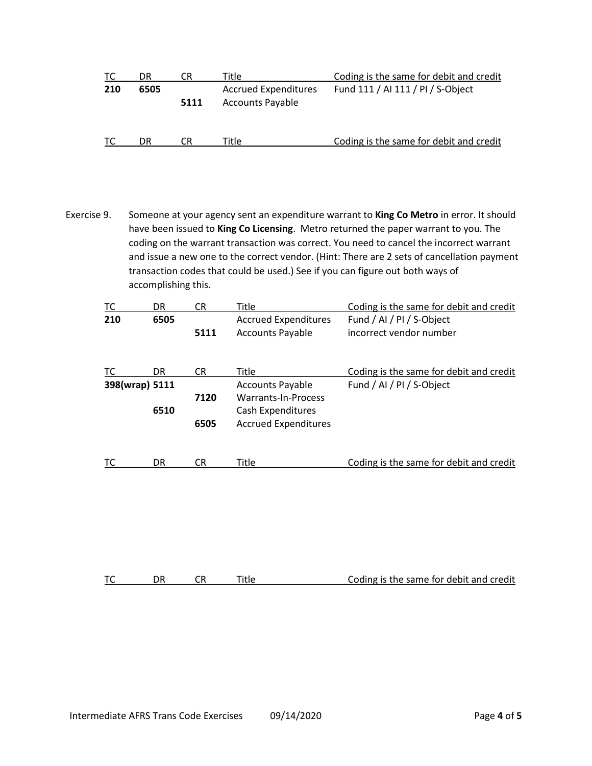| TC | DR | CR | Title | Coding is the same for debit and credit |
|---|---|---|---|---|
| **210** | **6505** | | Accrued Expenditures | Fund 111 / AI 111 / PI / S-Object |
| | | **5111** | Accounts Payable | |

| TC | DR | CR | Title | Coding is the same for debit and credit |
|---|---|---|---|---|

Exercise 9. Someone at your agency sent an expenditure warrant to **King Co Metro** in error. It should have been issued to **King Co Licensing**. Metro returned the paper warrant to you. The coding on the warrant transaction was correct. You need to cancel the incorrect warrant and issue a new one to the correct vendor. (Hint: There are 2 sets of cancellation payment transaction codes that could be used.) See if you can figure out both ways of accomplishing this.

| TC | DR | CR | Title | Coding is the same for debit and credit |
|---|---|---|---|---|
| **210** | **6505** | | Accrued Expenditures | Fund / AI / PI / S-Object |
| | | **5111** | Accounts Payable | incorrect vendor number |

| TC | DR | CR | Title | Coding is the same for debit and credit |
|---|---|---|---|---|
| **398(wrap)** | **5111** | | Accounts Payable | Fund / AI / PI / S-Object |
| | | **7120** | Warrants-In-Process | |
| | **6510** | | Cash Expenditures | |
| | | **6505** | Accrued Expenditures | |

| TC | DR | CR | Title | Coding is the same for debit and credit |
|---|---|---|---|---|

| TC | DR | CR | Title | Coding is the same for debit and credit |
|---|---|---|---|---|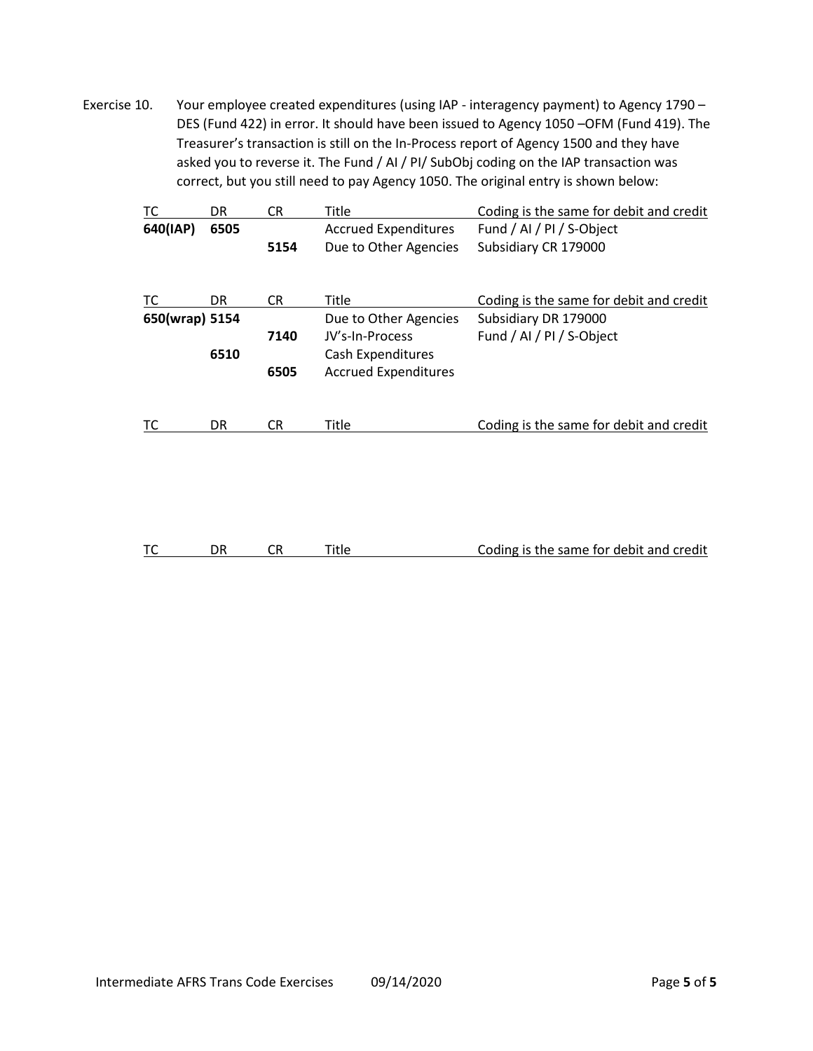Exercise 10. Your employee created expenditures (using IAP - interagency payment) to Agency 1790 – DES (Fund 422) in error. It should have been issued to Agency 1050 –OFM (Fund 419). The Treasurer's transaction is still on the In-Process report of Agency 1500 and they have asked you to reverse it. The Fund / AI / PI/ SubObj coding on the IAP transaction was correct, but you still need to pay Agency 1050. The original entry is shown below:

| TC | DR | CR | Title | Coding is the same for debit and credit |
|---|---|---|---|---|
| **640(IAP)** | **6505** | | Accrued Expenditures | Fund / AI / PI / S-Object |
| | | **5154** | Due to Other Agencies | Subsidiary CR 179000 |

| TC | DR | CR | Title | Coding is the same for debit and credit |
|---|---|---|---|---|
| **650(wrap)** | **5154** | | Due to Other Agencies | Subsidiary DR 179000 |
| | | **7140** | JV's-In-Process | Fund / AI / PI / S-Object |
| | **6510** | | Cash Expenditures | |
| | | **6505** | Accrued Expenditures | |

| TC | DR | CR | Title | Coding is the same for debit and credit |
|---|---|---|---|---|
| | | | | |

| TC | DR | CR | Title | Coding is the same for debit and credit |
|---|---|---|---|---|
| | | | | |